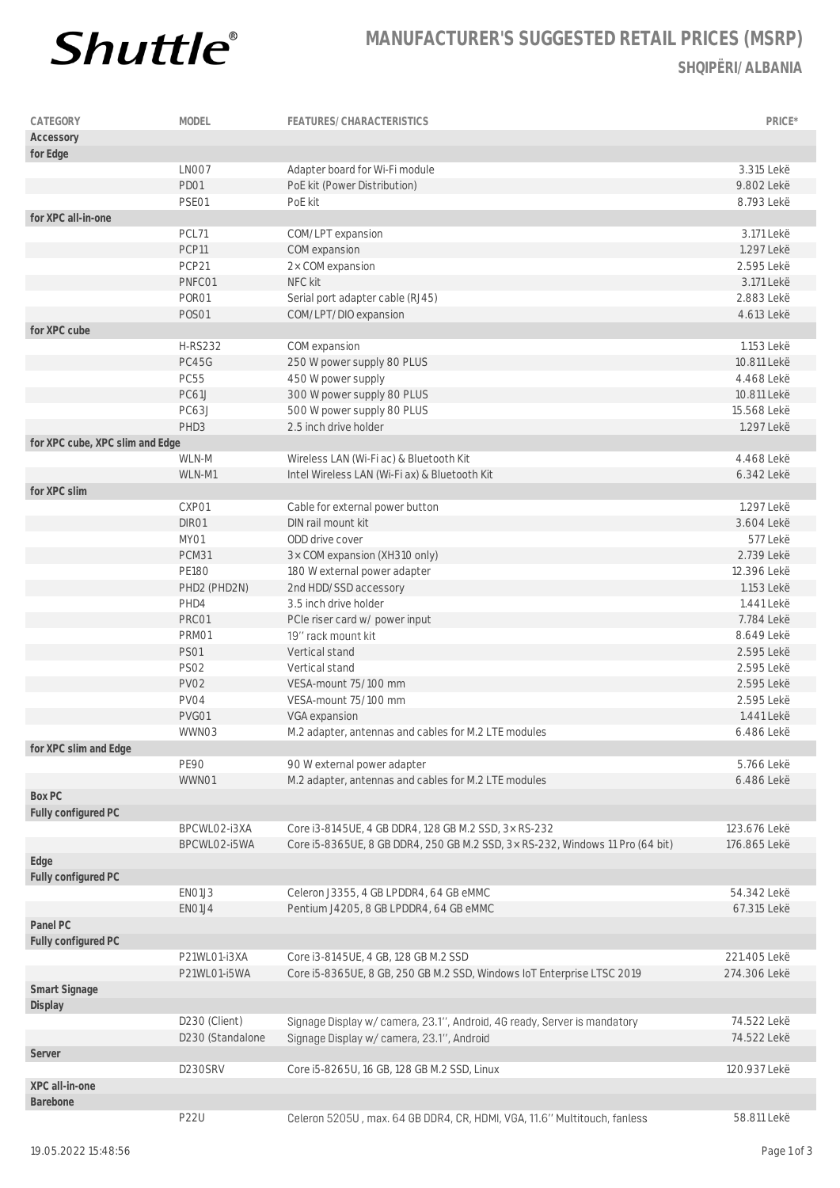# Shuttle®

## MANUFACTURER'S SUGGESTED RETAIL PRICES (MSRP)

### SHQIPËRI/ ALBANIA

| CATEGORY | MODEL | FEATURES/ CHARACTERISTICS | PRICE* |
|---|---|---|---|
| **Accessory** | | | |
| **for Edge** | | | |
| | LN007 | Adapter board for Wi-Fi module | 3.315 Lekë |
| | PD01 | PoE kit (Power Distribution) | 9.802 Lekë |
| | PSE01 | PoE kit | 8.793 Lekë |
| **for XPC all-in-one** | | | |
| | PCL71 | COM/LPT expansion | 3.171 Lekë |
| | PCP11 | COM expansion | 1.297 Lekë |
| | PCP21 | 2 × COM expansion | 2.595 Lekë |
| | PNFC01 | NFC kit | 3.171 Lekë |
| | POR01 | Serial port adapter cable (RJ45) | 2.883 Lekë |
| | POS01 | COM/LPT/DIO expansion | 4.613 Lekë |
| **for XPC cube** | | | |
| | H-RS232 | COM expansion | 1.153 Lekë |
| | PC45G | 250 W power supply 80 PLUS | 10.811 Lekë |
| | PC55 | 450 W power supply | 4.468 Lekë |
| | PC61J | 300 W power supply 80 PLUS | 10.811 Lekë |
| | PC63J | 500 W power supply 80 PLUS | 15.568 Lekë |
| | PHD3 | 2.5 inch drive holder | 1.297 Lekë |
| **for XPC cube, XPC slim and Edge** | | | |
| | WLN-M | Wireless LAN (Wi-Fi ac) & Bluetooth Kit | 4.468 Lekë |
| | WLN-M1 | Intel Wireless LAN (Wi-Fi ax) & Bluetooth Kit | 6.342 Lekë |
| **for XPC slim** | | | |
| | CXP01 | Cable for external power button | 1.297 Lekë |
| | DIR01 | DIN rail mount kit | 3.604 Lekë |
| | MY01 | ODD drive cover | 577 Lekë |
| | PCM31 | 3 × COM expansion (XH310 only) | 2.739 Lekë |
| | PE180 | 180 W external power adapter | 12.396 Lekë |
| | PHD2 (PHD2N) | 2nd HDD/SSD accessory | 1.153 Lekë |
| | PHD4 | 3.5 inch drive holder | 1.441 Lekë |
| | PRC01 | PCIe riser card w/ power input | 7.784 Lekë |
| | PRM01 | 19'' rack mount kit | 8.649 Lekë |
| | PS01 | Vertical stand | 2.595 Lekë |
| | PS02 | Vertical stand | 2.595 Lekë |
| | PV02 | VESA-mount 75/100 mm | 2.595 Lekë |
| | PV04 | VESA-mount 75/100 mm | 2.595 Lekë |
| | PVG01 | VGA expansion | 1.441 Lekë |
| | WWN03 | M.2 adapter, antennas and cables for M.2 LTE modules | 6.486 Lekë |
| **for XPC slim and Edge** | | | |
| | PE90 | 90 W external power adapter | 5.766 Lekë |
| | WWN01 | M.2 adapter, antennas and cables for M.2 LTE modules | 6.486 Lekë |
| **Box PC** | | | |
| **Fully configured PC** | | | |
| | BPCWL02-i3XA | Core i3-8145UE, 4 GB DDR4, 128 GB M.2 SSD, 3 × RS-232 | 123.676 Lekë |
| | BPCWL02-i5WA | Core i5-8365UE, 8 GB DDR4, 250 GB M.2 SSD, 3 × RS-232, Windows 11 Pro (64 bit) | 176.865 Lekë |
| **Edge** | | | |
| **Fully configured PC** | | | |
| | EN01J3 | Celeron J3355, 4 GB LPDDR4, 64 GB eMMC | 54.342 Lekë |
| | EN01J4 | Pentium J4205, 8 GB LPDDR4, 64 GB eMMC | 67.315 Lekë |
| **Panel PC** | | | |
| **Fully configured PC** | | | |
| | P21WL01-i3XA | Core i3-8145UE, 4 GB, 128 GB M.2 SSD | 221.405 Lekë |
| | P21WL01-i5WA | Core i5-8365UE, 8 GB, 250 GB M.2 SSD, Windows IoT Enterprise LTSC 2019 | 274.306 Lekë |
| **Smart Signage** | | | |
| **Display** | | | |
| | D230 (Client) | Signage Display w/ camera, 23.1'', Android, 4G ready, Server is mandatory | 74.522 Lekë |
| | D230 (Standalone | Signage Display w/ camera, 23.1'', Android | 74.522 Lekë |
| **Server** | | | |
| | D230SRV | Core i5-8265U, 16 GB, 128 GB M.2 SSD, Linux | 120.937 Lekë |
| **XPC all-in-one** | | | |
| **Barebone** | | | |
| | P22U | Celeron 5205U , max. 64 GB DDR4, CR, HDMI, VGA, 11.6'' Multitouch, fanless | 58.811 Lekë |

19.05.2022 15:48:56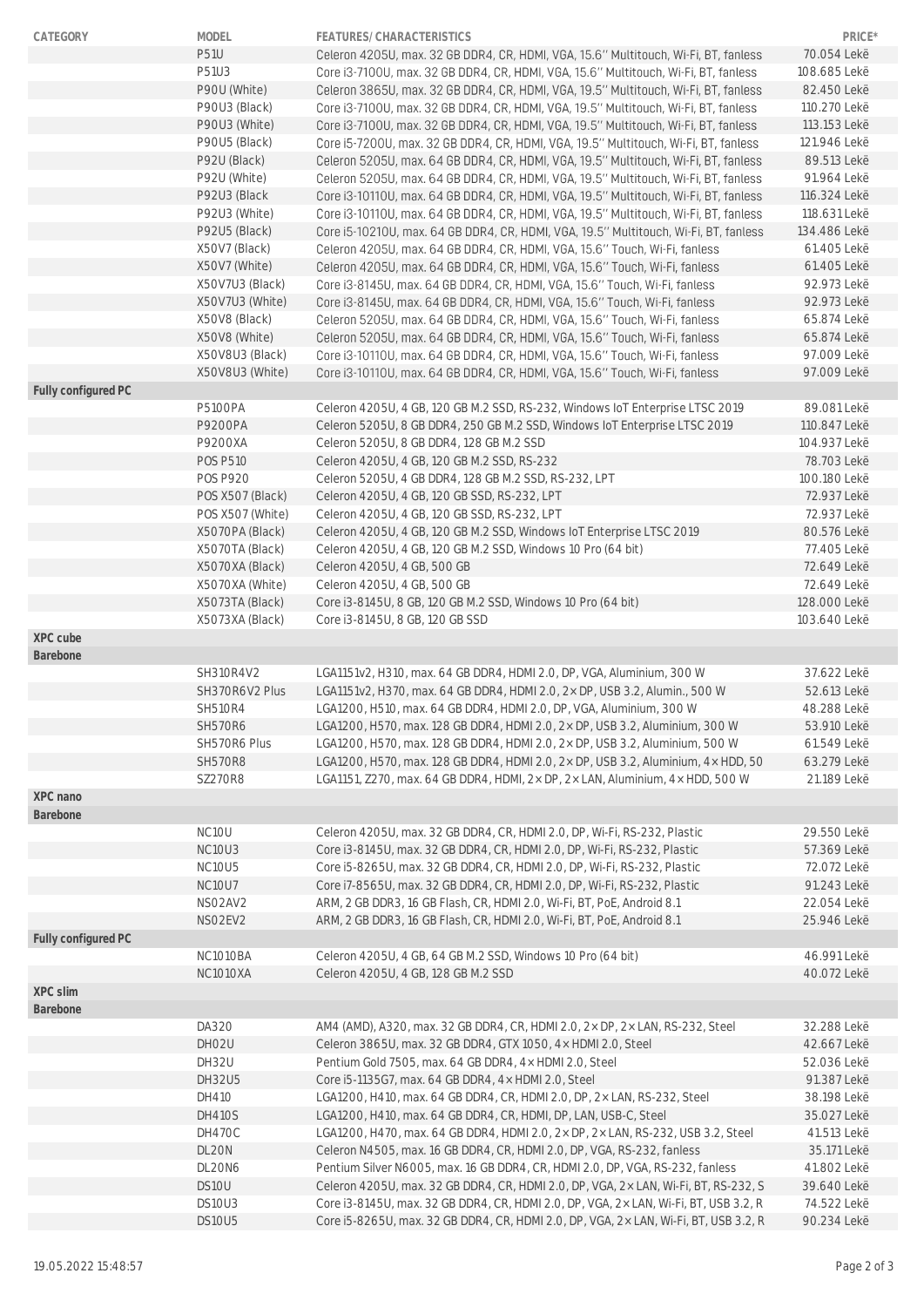| CATEGORY | MODEL | FEATURES/ CHARACTERISTICS | PRICE* |
|---|---|---|---|
| | P51U | Celeron 4205U, max. 32 GB DDR4, CR, HDMI, VGA, 15.6'' Multitouch, Wi-Fi, BT, fanless | 70.054 Lekë |
| | P51U3 | Core i3-7100U, max. 32 GB DDR4, CR, HDMI, VGA, 15.6'' Multitouch, Wi-Fi, BT, fanless | 108.685 Lekë |
| | P90U (White) | Celeron 3865U, max. 32 GB DDR4, CR, HDMI, VGA, 19.5'' Multitouch, Wi-Fi, BT, fanless | 82.450 Lekë |
| | P90U3 (Black) | Core i3-7100U, max. 32 GB DDR4, CR, HDMI, VGA, 19.5'' Multitouch, Wi-Fi, BT, fanless | 110.270 Lekë |
| | P90U3 (White) | Core i3-7100U, max. 32 GB DDR4, CR, HDMI, VGA, 19.5'' Multitouch, Wi-Fi, BT, fanless | 113.153 Lekë |
| | P90U5 (Black) | Core i5-7200U, max. 32 GB DDR4, CR, HDMI, VGA, 19.5'' Multitouch, Wi-Fi, BT, fanless | 121.946 Lekë |
| | P92U (Black) | Celeron 5205U, max. 64 GB DDR4, CR, HDMI, VGA, 19.5'' Multitouch, Wi-Fi, BT, fanless | 89.513 Lekë |
| | P92U (White) | Celeron 5205U, max. 64 GB DDR4, CR, HDMI, VGA, 19.5'' Multitouch, Wi-Fi, BT, fanless | 91.964 Lekë |
| | P92U3 (Black | Core i3-10110U, max. 64 GB DDR4, CR, HDMI, VGA, 19.5'' Multitouch, Wi-Fi, BT, fanless | 116.324 Lekë |
| | P92U3 (White) | Core i3-10110U, max. 64 GB DDR4, CR, HDMI, VGA, 19.5'' Multitouch, Wi-Fi, BT, fanless | 118.631 Lekë |
| | P92U5 (Black) | Core i5-10210U, max. 64 GB DDR4, CR, HDMI, VGA, 19.5'' Multitouch, Wi-Fi, BT, fanless | 134.486 Lekë |
| | X50V7 (Black) | Celeron 4205U, max. 64 GB DDR4, CR, HDMI, VGA, 15.6'' Touch, Wi-Fi, fanless | 61.405 Lekë |
| | X50V7 (White) | Celeron 4205U, max. 64 GB DDR4, CR, HDMI, VGA, 15.6'' Touch, Wi-Fi, fanless | 61.405 Lekë |
| | X50V7U3 (Black) | Core i3-8145U, max. 64 GB DDR4, CR, HDMI, VGA, 15.6'' Touch, Wi-Fi, fanless | 92.973 Lekë |
| | X50V7U3 (White) | Core i3-8145U, max. 64 GB DDR4, CR, HDMI, VGA, 15.6'' Touch, Wi-Fi, fanless | 92.973 Lekë |
| | X50V8 (Black) | Celeron 5205U, max. 64 GB DDR4, CR, HDMI, VGA, 15.6'' Touch, Wi-Fi, fanless | 65.874 Lekë |
| | X50V8 (White) | Celeron 5205U, max. 64 GB DDR4, CR, HDMI, VGA, 15.6'' Touch, Wi-Fi, fanless | 65.874 Lekë |
| | X50V8U3 (Black) | Core i3-10110U, max. 64 GB DDR4, CR, HDMI, VGA, 15.6'' Touch, Wi-Fi, fanless | 97.009 Lekë |
| | X50V8U3 (White) | Core i3-10110U, max. 64 GB DDR4, CR, HDMI, VGA, 15.6'' Touch, Wi-Fi, fanless | 97.009 Lekë |
| **Fully configured PC** | | | |
| | P5100PA | Celeron 4205U, 4 GB, 120 GB M.2 SSD, RS-232, Windows IoT Enterprise LTSC 2019 | 89.081 Lekë |
| | P9200PA | Celeron 5205U, 8 GB DDR4, 250 GB M.2 SSD, Windows IoT Enterprise LTSC 2019 | 110.847 Lekë |
| | P9200XA | Celeron 5205U, 8 GB DDR4, 128 GB M.2 SSD | 104.937 Lekë |
| | POS P510 | Celeron 4205U, 4 GB, 120 GB M.2 SSD, RS-232 | 78.703 Lekë |
| | POS P920 | Celeron 5205U, 4 GB DDR4, 128 GB M.2 SSD, RS-232, LPT | 100.180 Lekë |
| | POS X507 (Black) | Celeron 4205U, 4 GB, 120 GB SSD, RS-232, LPT | 72.937 Lekë |
| | POS X507 (White) | Celeron 4205U, 4 GB, 120 GB SSD, RS-232, LPT | 72.937 Lekë |
| | X5070PA (Black) | Celeron 4205U, 4 GB, 120 GB M.2 SSD, Windows IoT Enterprise LTSC 2019 | 80.576 Lekë |
| | X5070TA (Black) | Celeron 4205U, 4 GB, 120 GB M.2 SSD, Windows 10 Pro (64 bit) | 77.405 Lekë |
| | X5070XA (Black) | Celeron 4205U, 4 GB, 500 GB | 72.649 Lekë |
| | X5070XA (White) | Celeron 4205U, 4 GB, 500 GB | 72.649 Lekë |
| | X5073TA (Black) | Core i3-8145U, 8 GB, 120 GB M.2 SSD, Windows 10 Pro (64 bit) | 128.000 Lekë |
| | X5073XA (Black) | Core i3-8145U, 8 GB, 120 GB SSD | 103.640 Lekë |
| **XPC cube** | | | |
| **Barebone** | | | |
| | SH310R4V2 | LGA1151v2, H310, max. 64 GB DDR4, HDMI 2.0, DP, VGA, Aluminium, 300 W | 37.622 Lekë |
| | SH370R6V2 Plus | LGA1151v2, H370, max. 64 GB DDR4, HDMI 2.0, 2× DP, USB 3.2, Alumin., 500 W | 52.613 Lekë |
| | SH510R4 | LGA1200, H510, max. 64 GB DDR4, HDMI 2.0, DP, VGA, Aluminium, 300 W | 48.288 Lekë |
| | SH570R6 | LGA1200, H570, max. 128 GB DDR4, HDMI 2.0, 2× DP, USB 3.2, Aluminium, 300 W | 53.910 Lekë |
| | SH570R6 Plus | LGA1200, H570, max. 128 GB DDR4, HDMI 2.0, 2× DP, USB 3.2, Aluminium, 500 W | 61.549 Lekë |
| | SH570R8 | LGA1200, H570, max. 128 GB DDR4, HDMI 2.0, 2× DP, USB 3.2, Aluminium, 4× HDD, 50 | 63.279 Lekë |
| | SZ270R8 | LGA1151, Z270, max. 64 GB DDR4, HDMI, 2× DP, 2× LAN, Aluminium, 4× HDD, 500 W | 21.189 Lekë |
| **XPC nano** | | | |
| **Barebone** | | | |
| | NC10U | Celeron 4205U, max. 32 GB DDR4, CR, HDMI 2.0, DP, Wi-Fi, RS-232, Plastic | 29.550 Lekë |
| | NC10U3 | Core i3-8145U, max. 32 GB DDR4, CR, HDMI 2.0, DP, Wi-Fi, RS-232, Plastic | 57.369 Lekë |
| | NC10U5 | Core i5-8265U, max. 32 GB DDR4, CR, HDMI 2.0, DP, Wi-Fi, RS-232, Plastic | 72.072 Lekë |
| | NC10U7 | Core i7-8565U, max. 32 GB DDR4, CR, HDMI 2.0, DP, Wi-Fi, RS-232, Plastic | 91.243 Lekë |
| | NS02AV2 | ARM, 2 GB DDR3, 16 GB Flash, CR, HDMI 2.0, Wi-Fi, BT, PoE, Android 8.1 | 22.054 Lekë |
| | NS02EV2 | ARM, 2 GB DDR3, 16 GB Flash, CR, HDMI 2.0, Wi-Fi, BT, PoE, Android 8.1 | 25.946 Lekë |
| **Fully configured PC** | | | |
| | NC1010BA | Celeron 4205U, 4 GB, 64 GB M.2 SSD, Windows 10 Pro (64 bit) | 46.991 Lekë |
| | NC1010XA | Celeron 4205U, 4 GB, 128 GB M.2 SSD | 40.072 Lekë |
| **XPC slim** | | | |
| **Barebone** | | | |
| | DA320 | AM4 (AMD), A320, max. 32 GB DDR4, CR, HDMI 2.0, 2× DP, 2× LAN, RS-232, Steel | 32.288 Lekë |
| | DH02U | Celeron 3865U, max. 32 GB DDR4, GTX 1050, 4× HDMI 2.0, Steel | 42.667 Lekë |
| | DH32U | Pentium Gold 7505, max. 64 GB DDR4, 4× HDMI 2.0, Steel | 52.036 Lekë |
| | DH32U5 | Core i5-1135G7, max. 64 GB DDR4, 4× HDMI 2.0, Steel | 91.387 Lekë |
| | DH410 | LGA1200, H410, max. 64 GB DDR4, CR, HDMI 2.0, DP, 2× LAN, RS-232, Steel | 38.198 Lekë |
| | DH410S | LGA1200, H410, max. 64 GB DDR4, CR, HDMI, DP, LAN, USB-C, Steel | 35.027 Lekë |
| | DH470C | LGA1200, H470, max. 64 GB DDR4, HDMI 2.0, 2× DP, 2× LAN, RS-232, USB 3.2, Steel | 41.513 Lekë |
| | DL20N | Celeron N4505, max. 16 GB DDR4, CR, HDMI 2.0, DP, VGA, RS-232, fanless | 35.171 Lekë |
| | DL20N6 | Pentium Silver N6005, max. 16 GB DDR4, CR, HDMI 2.0, DP, VGA, RS-232, fanless | 41.802 Lekë |
| | DS10U | Celeron 4205U, max. 32 GB DDR4, CR, HDMI 2.0, DP, VGA, 2× LAN, Wi-Fi, BT, RS-232, S | 39.640 Lekë |
| | DS10U3 | Core i3-8145U, max. 32 GB DDR4, CR, HDMI 2.0, DP, VGA, 2× LAN, Wi-Fi, BT, USB 3.2, R | 74.522 Lekë |
| | DS10U5 | Core i5-8265U, max. 32 GB DDR4, CR, HDMI 2.0, DP, VGA, 2× LAN, Wi-Fi, BT, USB 3.2, R | 90.234 Lekë |

19.05.2022 15:48:57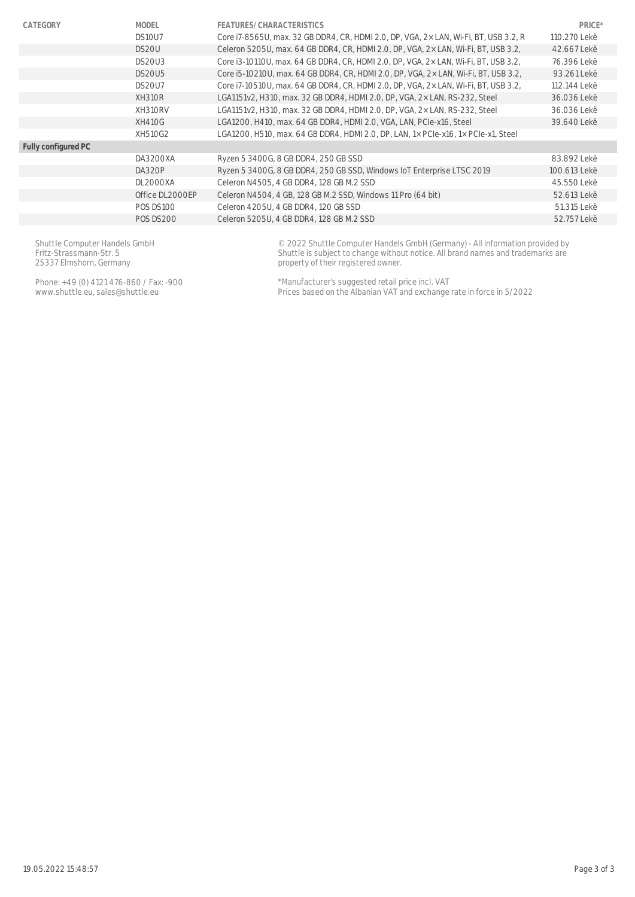| CATEGORY | MODEL | FEATURES/CHARACTERISTICS | PRICE* |
|---|---|---|---|
| | DS10U7 | Core i7-8565U, max. 32 GB DDR4, CR, HDMI 2.0, DP, VGA, 2× LAN, Wi-Fi, BT, USB 3.2, R | 110.270 Lekë |
| | DS20U | Celeron 5205U, max. 64 GB DDR4, CR, HDMI 2.0, DP, VGA, 2× LAN, Wi-Fi, BT, USB 3.2, | 42.667 Lekë |
| | DS20U3 | Core i3-10110U, max. 64 GB DDR4, CR, HDMI 2.0, DP, VGA, 2× LAN, Wi-Fi, BT, USB 3.2, | 76.396 Lekë |
| | DS20U5 | Core i5-10210U, max. 64 GB DDR4, CR, HDMI 2.0, DP, VGA, 2× LAN, Wi-Fi, BT, USB 3.2, | 93.261 Lekë |
| | DS20U7 | Core i7-10510U, max. 64 GB DDR4, CR, HDMI 2.0, DP, VGA, 2× LAN, Wi-Fi, BT, USB 3.2, | 112.144 Lekë |
| | XH310R | LGA1151v2, H310, max. 32 GB DDR4, HDMI 2.0, DP, VGA, 2× LAN, RS-232, Steel | 36.036 Lekë |
| | XH310RV | LGA1151v2, H310, max. 32 GB DDR4, HDMI 2.0, DP, VGA, 2× LAN, RS-232, Steel | 36.036 Lekë |
| | XH410G | LGA1200, H410, max. 64 GB DDR4, HDMI 2.0, VGA, LAN, PCIe-x16, Steel | 39.640 Lekë |
| | XH510G2 | LGA1200, H510, max. 64 GB DDR4, HDMI 2.0, DP, LAN, 1× PCIe-x16, 1× PCIe-x1, Steel | |
| **Fully configured PC** | | | |
| | DA3200XA | Ryzen 5 3400G, 8 GB DDR4, 250 GB SSD | 83.892 Lekë |
| | DA320P | Ryzen 5 3400G, 8 GB DDR4, 250 GB SSD, Windows IoT Enterprise LTSC 2019 | 100.613 Lekë |
| | DL2000XA | Celeron N4505, 4 GB DDR4, 128 GB M.2 SSD | 45.550 Lekë |
| | Office DL2000EP | Celeron N4504, 4 GB, 128 GB M.2 SSD, Windows 11 Pro (64 bit) | 52.613 Lekë |
| | POS DS100 | Celeron 4205U, 4 GB DDR4, 120 GB SSD | 51.315 Lekë |
| | POS DS200 | Celeron 5205U, 4 GB DDR4, 128 GB M.2 SSD | 52.757 Lekë |

Shuttle Computer Handels GmbH
Fritz-Strassmann-Str. 5
25337 Elmshorn, Germany

Phone: +49 (0) 4121 476-860 / Fax: -900
www.shuttle.eu, sales@shuttle.eu

© 2022 Shuttle Computer Handels GmbH (Germany) - All information provided by Shuttle is subject to change without notice. All brand names and trademarks are property of their registered owner.

*Manufacturer's suggested retail price incl. VAT
Prices based on the Albanian VAT and exchange rate in force in 5/2022

19.05.2022 15:48:57